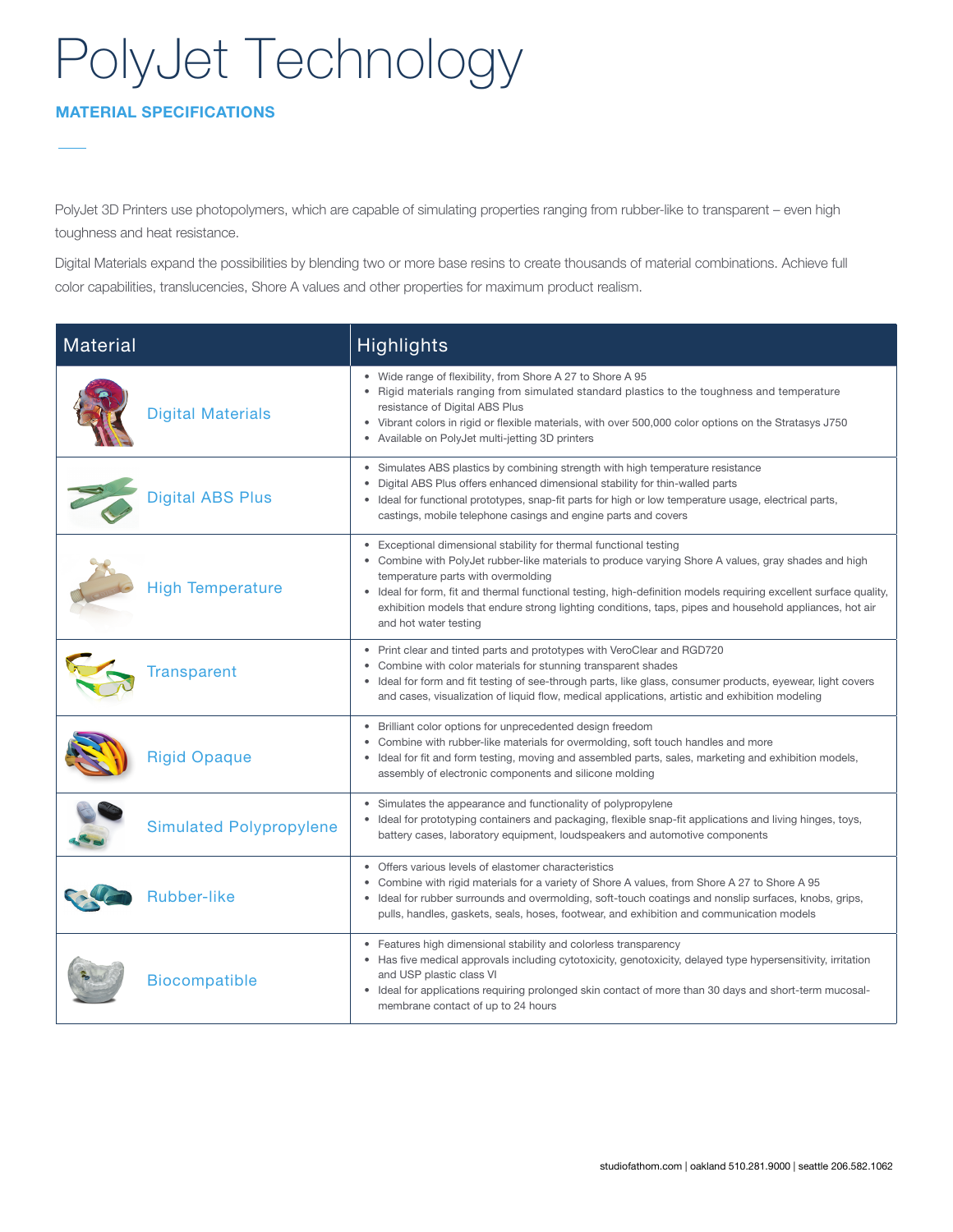# PolyJet Technology

## MATERIAL SPECIFICATIONS

PolyJet 3D Printers use photopolymers, which are capable of simulating properties ranging from rubber-like to transparent – even high toughness and heat resistance.

Digital Materials expand the possibilities by blending two or more base resins to create thousands of material combinations. Achieve full color capabilities, translucencies, Shore A values and other properties for maximum product realism.

| Material | Highlights |
| --- | --- |
| Digital Materials | • Wide range of flexibility, from Shore A 27 to Shore A 95<br>• Rigid materials ranging from simulated standard plastics to the toughness and temperature resistance of Digital ABS Plus<br>• Vibrant colors in rigid or flexible materials, with over 500,000 color options on the Stratasys J750<br>• Available on PolyJet multi-jetting 3D printers |
| Digital ABS Plus | • Simulates ABS plastics by combining strength with high temperature resistance<br>• Digital ABS Plus offers enhanced dimensional stability for thin-walled parts<br>• Ideal for functional prototypes, snap-fit parts for high or low temperature usage, electrical parts, castings, mobile telephone casings and engine parts and covers |
| High Temperature | • Exceptional dimensional stability for thermal functional testing<br>• Combine with PolyJet rubber-like materials to produce varying Shore A values, gray shades and high temperature parts with overmolding<br>• Ideal for form, fit and thermal functional testing, high-definition models requiring excellent surface quality, exhibition models that endure strong lighting conditions, taps, pipes and household appliances, hot air and hot water testing |
| Transparent | • Print clear and tinted parts and prototypes with VeroClear and RGD720<br>• Combine with color materials for stunning transparent shades<br>• Ideal for form and fit testing of see-through parts, like glass, consumer products, eyewear, light covers and cases, visualization of liquid flow, medical applications, artistic and exhibition modeling |
| Rigid Opaque | • Brilliant color options for unprecedented design freedom<br>• Combine with rubber-like materials for overmolding, soft touch handles and more<br>• Ideal for fit and form testing, moving and assembled parts, sales, marketing and exhibition models, assembly of electronic components and silicone molding |
| Simulated Polypropylene | • Simulates the appearance and functionality of polypropylene<br>• Ideal for prototyping containers and packaging, flexible snap-fit applications and living hinges, toys, battery cases, laboratory equipment, loudspeakers and automotive components |
| Rubber-like | • Offers various levels of elastomer characteristics<br>• Combine with rigid materials for a variety of Shore A values, from Shore A 27 to Shore A 95<br>• Ideal for rubber surrounds and overmolding, soft-touch coatings and nonslip surfaces, knobs, grips, pulls, handles, gaskets, seals, hoses, footwear, and exhibition and communication models |
| Biocompatible | • Features high dimensional stability and colorless transparency<br>• Has five medical approvals including cytotoxicity, genotoxicity, delayed type hypersensitivity, irritation and USP plastic class VI<br>• Ideal for applications requiring prolonged skin contact of more than 30 days and short-term mucosal-membrane contact of up to 24 hours |

studiofathom.com | oakland 510.281.9000 | seattle 206.582.1062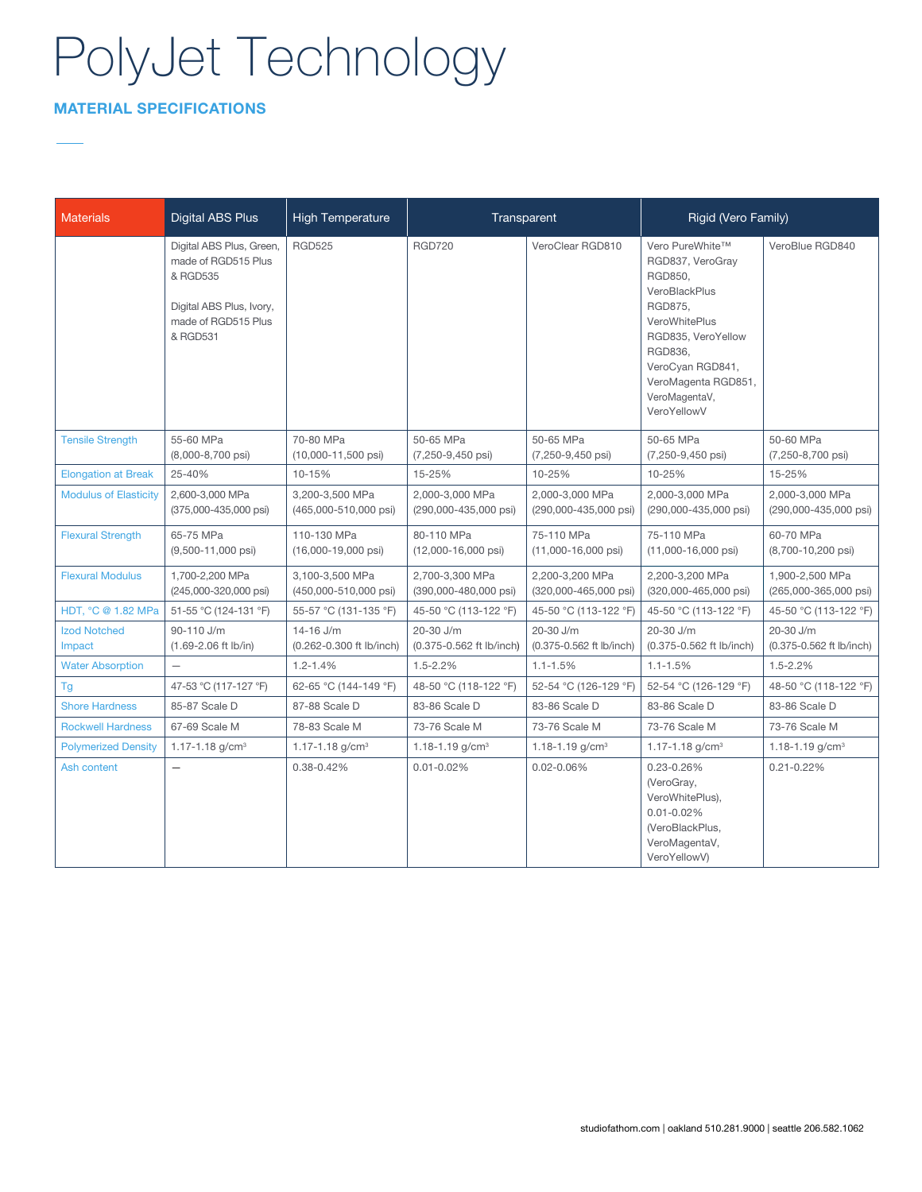# PolyJet Technology

## MATERIAL SPECIFICATIONS

| Materials | Digital ABS Plus | High Temperature | Transparent | | Rigid (Vero Family) | |
|---|---|---|---|---|---|---|
| | Digital ABS Plus, Green, made of RGD515 Plus & RGD535<br><br>Digital ABS Plus, Ivory, made of RGD515 Plus & RGD531 | RGD525 | RGD720 | VeroClear RGD810 | Vero PureWhite™ RGD837, VeroGray RGD850, VeroBlackPlus RGD875, VeroWhitePlus RGD835, VeroYellow RGD836, VeroCyan RGD841, VeroMagenta RGD851, VeroMagentaV, VeroYellowV | VeroBlue RGD840 |
| Tensile Strength | 55-60 MPa (8,000-8,700 psi) | 70-80 MPa (10,000-11,500 psi) | 50-65 MPa (7,250-9,450 psi) | 50-65 MPa (7,250-9,450 psi) | 50-65 MPa (7,250-9,450 psi) | 50-60 MPa (7,250-8,700 psi) |
| Elongation at Break | 25-40% | 10-15% | 15-25% | 10-25% | 10-25% | 15-25% |
| Modulus of Elasticity | 2,600-3,000 MPa (375,000-435,000 psi) | 3,200-3,500 MPa (465,000-510,000 psi) | 2,000-3,000 MPa (290,000-435,000 psi) | 2,000-3,000 MPa (290,000-435,000 psi) | 2,000-3,000 MPa (290,000-435,000 psi) | 2,000-3,000 MPa (290,000-435,000 psi) |
| Flexural Strength | 65-75 MPa (9,500-11,000 psi) | 110-130 MPa (16,000-19,000 psi) | 80-110 MPa (12,000-16,000 psi) | 75-110 MPa (11,000-16,000 psi) | 75-110 MPa (11,000-16,000 psi) | 60-70 MPa (8,700-10,200 psi) |
| Flexural Modulus | 1,700-2,200 MPa (245,000-320,000 psi) | 3,100-3,500 MPa (450,000-510,000 psi) | 2,700-3,300 MPa (390,000-480,000 psi) | 2,200-3,200 MPa (320,000-465,000 psi) | 2,200-3,200 MPa (320,000-465,000 psi) | 1,900-2,500 MPa (265,000-365,000 psi) |
| HDT, °C @ 1.82 MPa | 51-55 °C (124-131 °F) | 55-57 °C (131-135 °F) | 45-50 °C (113-122 °F) | 45-50 °C (113-122 °F) | 45-50 °C (113-122 °F) | 45-50 °C (113-122 °F) |
| Izod Notched Impact | 90-110 J/m (1.69-2.06 ft lb/in) | 14-16 J/m (0.262-0.300 ft lb/inch) | 20-30 J/m (0.375-0.562 ft lb/inch) | 20-30 J/m (0.375-0.562 ft lb/inch) | 20-30 J/m (0.375-0.562 ft lb/inch) | 20-30 J/m (0.375-0.562 ft lb/inch) |
| Water Absorption | — | 1.2-1.4% | 1.5-2.2% | 1.1-1.5% | 1.1-1.5% | 1.5-2.2% |
| Tg | 47-53 °C (117-127 °F) | 62-65 °C (144-149 °F) | 48-50 °C (118-122 °F) | 52-54 °C (126-129 °F) | 52-54 °C (126-129 °F) | 48-50 °C (118-122 °F) |
| Shore Hardness | 85-87 Scale D | 87-88 Scale D | 83-86 Scale D | 83-86 Scale D | 83-86 Scale D | 83-86 Scale D |
| Rockwell Hardness | 67-69 Scale M | 78-83 Scale M | 73-76 Scale M | 73-76 Scale M | 73-76 Scale M | 73-76 Scale M |
| Polymerized Density | 1.17-1.18 g/cm$^3$ | 1.17-1.18 g/cm$^3$ | 1.18-1.19 g/cm$^3$ | 1.18-1.19 g/cm$^3$ | 1.17-1.18 g/cm$^3$ | 1.18-1.19 g/cm$^3$ |
| Ash content | — | 0.38-0.42% | 0.01-0.02% | 0.02-0.06% | 0.23-0.26% (VeroGray, VeroWhitePlus), 0.01-0.02% (VeroBlackPlus, VeroMagentaV, VeroYellowV) | 0.21-0.22% |

studiofathom.com | oakland 510.281.9000 | seattle 206.582.1062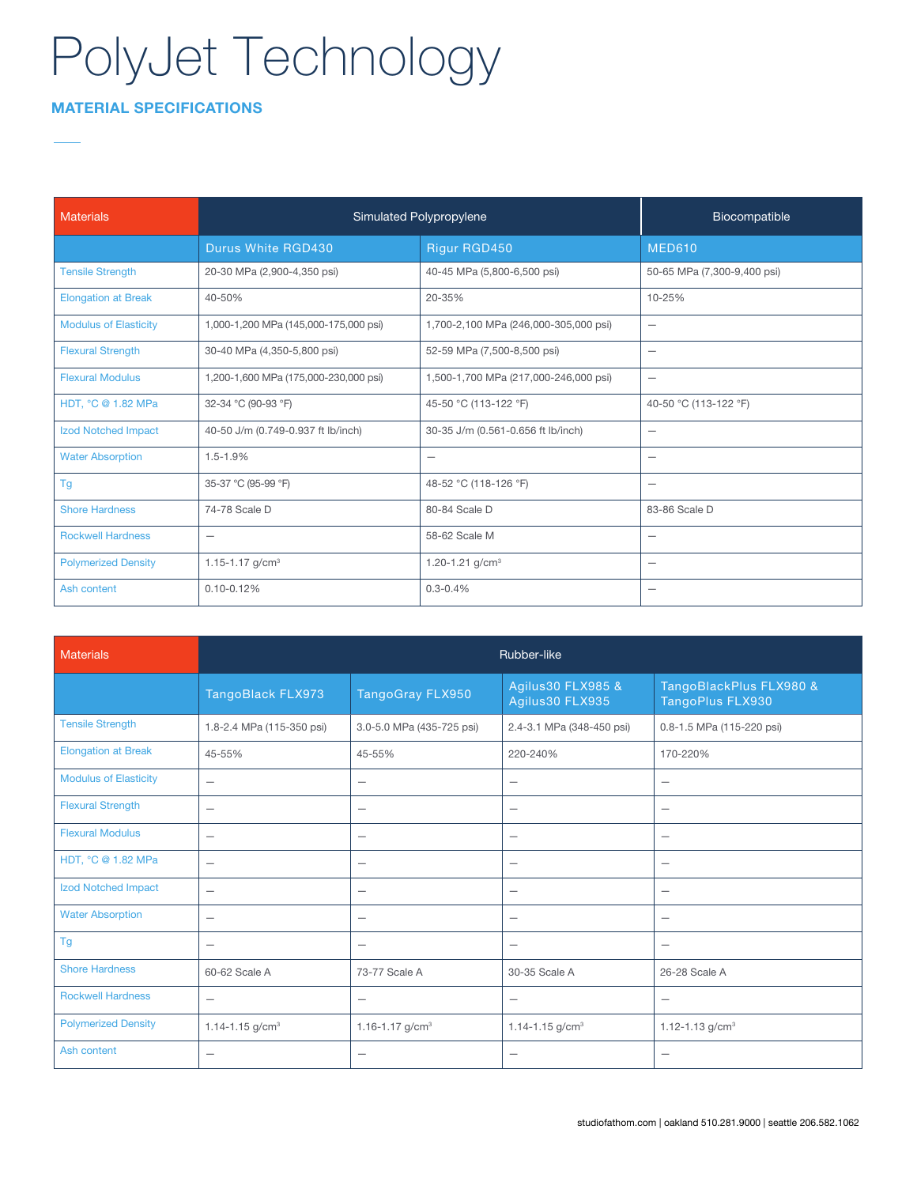# PolyJet Technology

## MATERIAL SPECIFICATIONS

| Materials | Simulated Polypropylene | | Biocompatible |
|---|---|---|---|
| | Durus White RGD430 | Rigur RGD450 | MED610 |
| Tensile Strength | 20-30 MPa (2,900-4,350 psi) | 40-45 MPa (5,800-6,500 psi) | 50-65 MPa (7,300-9,400 psi) |
| Elongation at Break | 40-50% | 20-35% | 10-25% |
| Modulus of Elasticity | 1,000-1,200 MPa (145,000-175,000 psi) | 1,700-2,100 MPa (246,000-305,000 psi) | — |
| Flexural Strength | 30-40 MPa (4,350-5,800 psi) | 52-59 MPa (7,500-8,500 psi) | — |
| Flexural Modulus | 1,200-1,600 MPa (175,000-230,000 psi) | 1,500-1,700 MPa (217,000-246,000 psi) | — |
| HDT, °C @ 1.82 MPa | 32-34 °C (90-93 °F) | 45-50 °C (113-122 °F) | 40-50 °C (113-122 °F) |
| Izod Notched Impact | 40-50 J/m (0.749-0.937 ft lb/inch) | 30-35 J/m (0.561-0.656 ft lb/inch) | — |
| Water Absorption | 1.5-1.9% | — | — |
| Tg | 35-37 °C (95-99 °F) | 48-52 °C (118-126 °F) | — |
| Shore Hardness | 74-78 Scale D | 80-84 Scale D | 83-86 Scale D |
| Rockwell Hardness | — | 58-62 Scale M | — |
| Polymerized Density | 1.15-1.17 g/cm³ | 1.20-1.21 g/cm³ | — |
| Ash content | 0.10-0.12% | 0.3-0.4% | — |

| Materials | Rubber-like | | | |
|---|---|---|---|---|
| | TangoBlack FLX973 | TangoGray FLX950 | Agilus30 FLX985 & Agilus30 FLX935 | TangoBlackPlus FLX980 & TangoPlus FLX930 |
| Tensile Strength | 1.8-2.4 MPa (115-350 psi) | 3.0-5.0 MPa (435-725 psi) | 2.4-3.1 MPa (348-450 psi) | 0.8-1.5 MPa (115-220 psi) |
| Elongation at Break | 45-55% | 45-55% | 220-240% | 170-220% |
| Modulus of Elasticity | — | — | — | — |
| Flexural Strength | — | — | — | — |
| Flexural Modulus | — | — | — | — |
| HDT, °C @ 1.82 MPa | — | — | — | — |
| Izod Notched Impact | — | — | — | — |
| Water Absorption | — | — | — | — |
| Tg | — | — | — | — |
| Shore Hardness | 60-62 Scale A | 73-77 Scale A | 30-35 Scale A | 26-28 Scale A |
| Rockwell Hardness | — | — | — | — |
| Polymerized Density | 1.14-1.15 g/cm³ | 1.16-1.17 g/cm³ | 1.14-1.15 g/cm³ | 1.12-1.13 g/cm³ |
| Ash content | — | — | — | — |

studiofathom.com | oakland 510.281.9000 | seattle 206.582.1062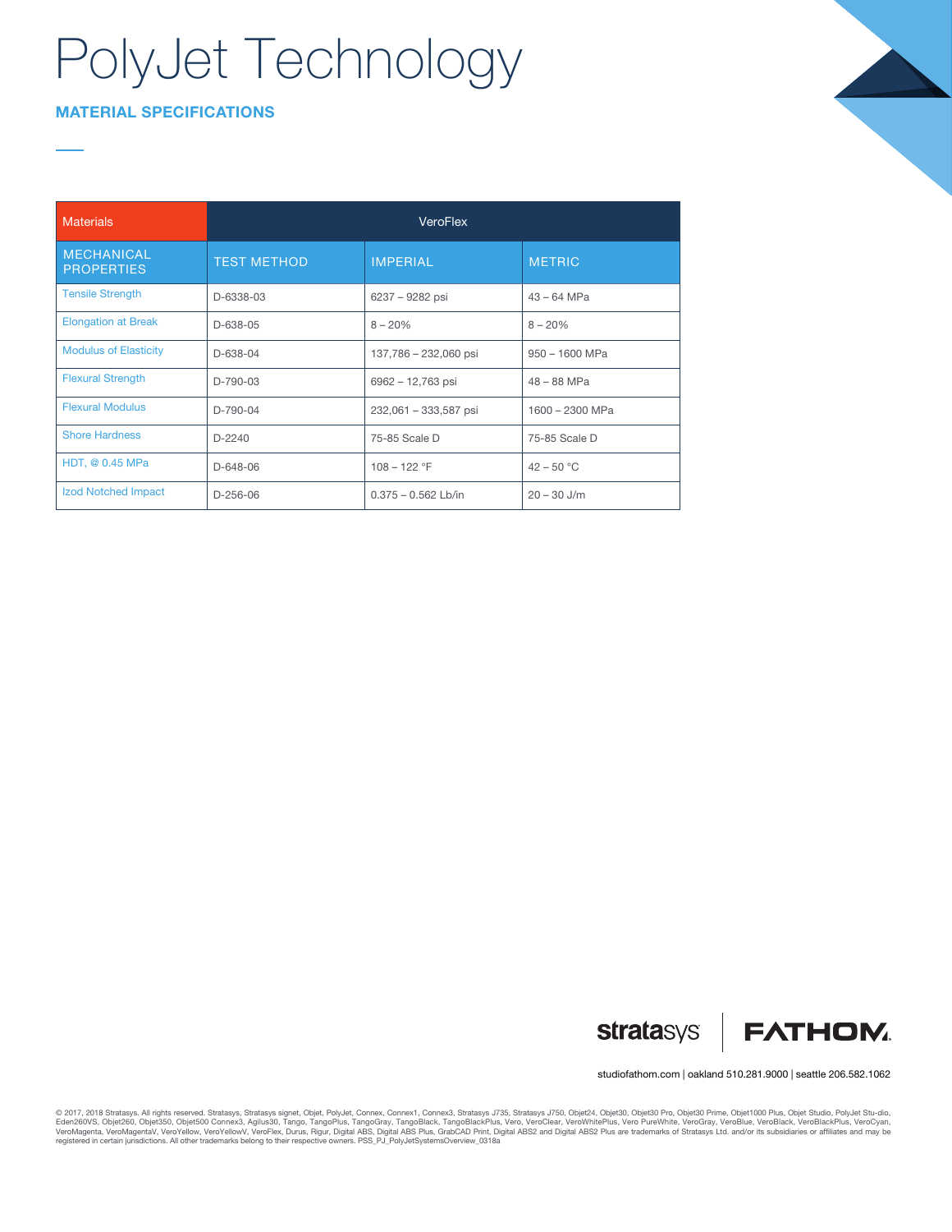# PolyJet Technology

## MATERIAL SPECIFICATIONS

| Materials | VeroFlex | | |
|---|---|---|---|
| MECHANICAL PROPERTIES | TEST METHOD | IMPERIAL | METRIC |
| Tensile Strength | D-6338-03 | 6237 – 9282 psi | 43 – 64 MPa |
| Elongation at Break | D-638-05 | 8 – 20% | 8 – 20% |
| Modulus of Elasticity | D-638-04 | 137,786 – 232,060 psi | 950 – 1600 MPa |
| Flexural Strength | D-790-03 | 6962 – 12,763 psi | 48 – 88 MPa |
| Flexural Modulus | D-790-04 | 232,061 – 333,587 psi | 1600 – 2300 MPa |
| Shore Hardness | D-2240 | 75-85 Scale D | 75-85 Scale D |
| HDT, @ 0.45 MPa | D-648-06 | 108 – 122 °F | 42 – 50 °C |
| Izod Notched Impact | D-256-06 | 0.375 – 0.562 Lb/in | 20 – 30 J/m |

stratasys | FATHOM

studiofathom.com | oakland 510.281.9000 | seattle 206.582.1062

© 2017, 2018 Stratasys. All rights reserved. Stratasys, Stratasys signet, Objet, PolyJet, Connex, Connex1, Connex3, Stratasys J735, Stratasys J750, Objet24, Objet30, Objet30 Pro, Objet30 Prime, Objet1000 Plus, Objet Studio, PolyJet Stu-dio, Eden260VS, Objet260, Objet350, Objet500 Connex3, Agilus30, Tango, TangoPlus, TangoGray, TangoBlack, TangoBlackPlus, Vero, VeroClear, VeroWhitePlus, Vero PureWhite, VeroGray, VeroBlue, VeroBlack, VeroBlackPlus, VeroCyan, VeroMagenta, VeroMagentaV, VeroYellow, VeroYellowV, VeroFlex, Durus, Rigur, Digital ABS, Digital ABS Plus, GrabCAD Print, Digital ABS2 and Digital ABS2 Plus are trademarks of Stratasys Ltd. and/or its subsidiaries or affiliates and may be registered in certain jurisdictions. All other trademarks belong to their respective owners. PSS_PJ_PolyJetSystemsOverview_0318a